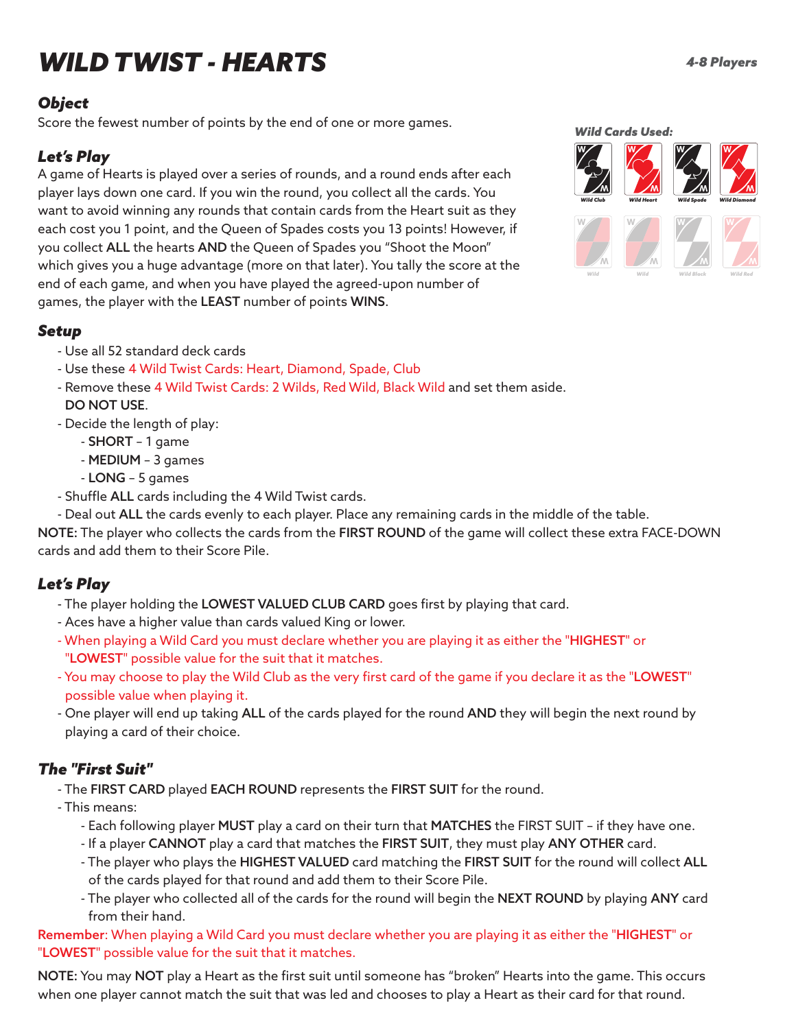# WILD TWIST - HEARTS

*4-8 Players*

### *Object*

Score the fewest number of points by the end of one or more games.

*Wild Cards Used:*

Wild Club, Wild Heart, Wild Spade, Wild Diamond

Wild, Wild, Wild Black, Wild Red

### *Let's Play*

A game of Hearts is played over a series of rounds, and a round ends after each player lays down one card. If you win the round, you collect all the cards. You want to avoid winning any rounds that contain cards from the Heart suit as they each cost you 1 point, and the Queen of Spades costs you 13 points! However, if you collect **ALL** the hearts **AND** the Queen of Spades you "Shoot the Moon" which gives you a huge advantage (more on that later). You tally the score at the end of each game, and when you have played the agreed-upon number of games, the player with the **LEAST** number of points **WINS**.

### *Setup*

- Use all 52 standard deck cards
- Use these 4 Wild Twist Cards: Heart, Diamond, Spade, Club
- Remove these 4 Wild Twist Cards: 2 Wilds, Red Wild, Black Wild and set them aside. **DO NOT USE**.
- Decide the length of play:
  - **SHORT** – 1 game
  - **MEDIUM** – 3 games
  - **LONG** – 5 games
- Shuffle **ALL** cards including the 4 Wild Twist cards.
- Deal out **ALL** the cards evenly to each player. Place any remaining cards in the middle of the table.

**NOTE:** The player who collects the cards from the **FIRST ROUND** of the game will collect these extra FACE-DOWN cards and add them to their Score Pile.

### *Let's Play*

- The player holding the **LOWEST VALUED CLUB CARD** goes first by playing that card.
- Aces have a higher value than cards valued King or lower.
- When playing a Wild Card you must declare whether you are playing it as either the "**HIGHEST**" or "**LOWEST**" possible value for the suit that it matches.
- You may choose to play the Wild Club as the very first card of the game if you declare it as the "**LOWEST**" possible value when playing it.
- One player will end up taking **ALL** of the cards played for the round **AND** they will begin the next round by playing a card of their choice.

### *The "First Suit"*

- The **FIRST CARD** played **EACH ROUND** represents the **FIRST SUIT** for the round.
- This means:
  - Each following player **MUST** play a card on their turn that **MATCHES** the FIRST SUIT – if they have one.
  - If a player **CANNOT** play a card that matches the **FIRST SUIT**, they must play **ANY OTHER** card.
  - The player who plays the **HIGHEST VALUED** card matching the **FIRST SUIT** for the round will collect **ALL** of the cards played for that round and add them to their Score Pile.
  - The player who collected all of the cards for the round will begin the **NEXT ROUND** by playing **ANY** card from their hand.

**Remember**: When playing a Wild Card you must declare whether you are playing it as either the "**HIGHEST**" or "**LOWEST**" possible value for the suit that it matches.

**NOTE:** You may **NOT** play a Heart as the first suit until someone has "broken" Hearts into the game. This occurs when one player cannot match the suit that was led and chooses to play a Heart as their card for that round.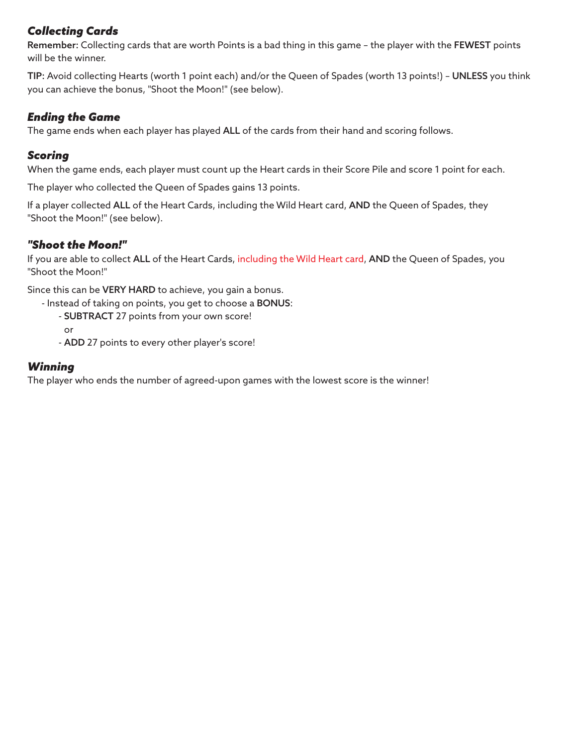### *Collecting Cards*

**Remember:** Collecting cards that are worth Points is a bad thing in this game – the player with the **FEWEST** points will be the winner.

**TIP:** Avoid collecting Hearts (worth 1 point each) and/or the Queen of Spades (worth 13 points!) – **UNLESS** you think you can achieve the bonus, "Shoot the Moon!" (see below).

### *Ending the Game*

The game ends when each player has played **ALL** of the cards from their hand and scoring follows.

### *Scoring*

When the game ends, each player must count up the Heart cards in their Score Pile and score 1 point for each.

The player who collected the Queen of Spades gains 13 points.

If a player collected **ALL** of the Heart Cards, including the Wild Heart card, **AND** the Queen of Spades, they "Shoot the Moon!" (see below).

### *"Shoot the Moon!"*

If you are able to collect **ALL** of the Heart Cards, including the Wild Heart card, **AND** the Queen of Spades, you "Shoot the Moon!"

Since this can be **VERY HARD** to achieve, you gain a bonus.

- Instead of taking on points, you get to choose a **BONUS**:
  - **SUBTRACT** 27 points from your own score!

    or
  - **ADD** 27 points to every other player's score!

### *Winning*

The player who ends the number of agreed-upon games with the lowest score is the winner!